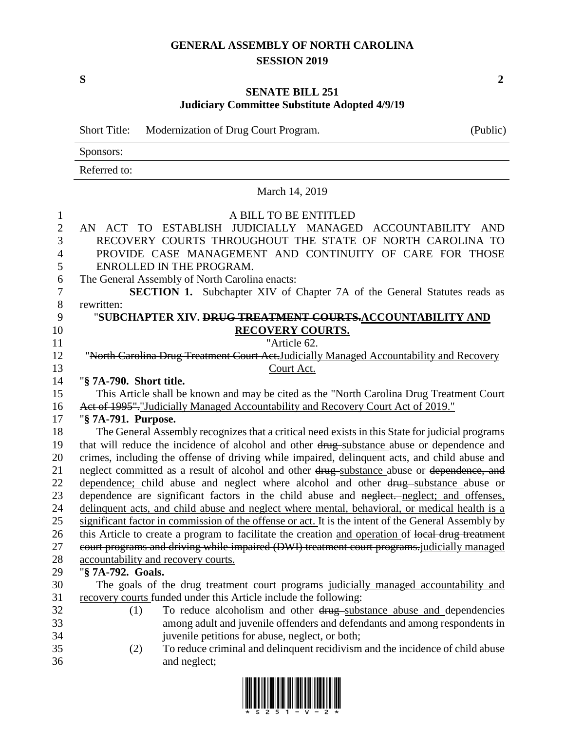# GENERAL ASSEMBLY OF NORTH CAROLINA
## SESSION 2019

**S** **2**

## SENATE BILL 251
### Judiciary Committee Substitute Adopted 4/9/19

Short Title: Modernization of Drug Court Program. (Public)

Sponsors:

Referred to:

March 14, 2019

A BILL TO BE ENTITLED

AN ACT TO ESTABLISH JUDICIALLY MANAGED ACCOUNTABILITY AND RECOVERY COURTS THROUGHOUT THE STATE OF NORTH CAROLINA TO PROVIDE CASE MANAGEMENT AND CONTINUITY OF CARE FOR THOSE ENROLLED IN THE PROGRAM.

The General Assembly of North Carolina enacts:

**SECTION 1.** Subchapter XIV of Chapter 7A of the General Statutes reads as rewritten:

"**SUBCHAPTER XIV. ~~DRUG TREATMENT COURTS.~~<u>ACCOUNTABILITY AND RECOVERY COURTS.</u>**

"Article 62.

"~~North Carolina Drug Treatment Court Act.~~<u>Judicially Managed Accountability and Recovery Court Act.</u>

"**§ 7A-790. Short title.**

This Article shall be known and may be cited as the ~~"North Carolina Drug Treatment Court Act of 1995".~~<u>"Judicially Managed Accountability and Recovery Court Act of 2019."</u>

"**§ 7A-791. Purpose.**

The General Assembly recognizes that a critical need exists in this State for judicial programs that will reduce the incidence of alcohol and other ~~drug~~ <u>substance</u> abuse or dependence and crimes, including the offense of driving while impaired, delinquent acts, and child abuse and neglect committed as a result of alcohol and other ~~drug~~ <u>substance</u> abuse or ~~dependence, and~~ <u>dependence;</u> child abuse and neglect where alcohol and other ~~drug~~ <u>substance</u> abuse or dependence are significant factors in the child abuse and ~~neglect.~~ <u>neglect; and offenses, delinquent acts, and child abuse and neglect where mental, behavioral, or medical health is a significant factor in commission of the offense or act.</u> It is the intent of the General Assembly by this Article to create a program to facilitate the creation <u>and operation</u> of ~~local drug treatment court programs and driving while impaired (DWI) treatment court programs.~~<u>judicially managed accountability and recovery courts.</u>

"**§ 7A-792. Goals.**

The goals of the ~~drug treatment court programs~~ <u>judicially managed accountability and recovery courts</u> funded under this Article include the following:

(1) To reduce alcoholism and other ~~drug~~ <u>substance abuse and</u> dependencies among adult and juvenile offenders and defendants and among respondents in juvenile petitions for abuse, neglect, or both;

(2) To reduce criminal and delinquent recidivism and the incidence of child abuse and neglect;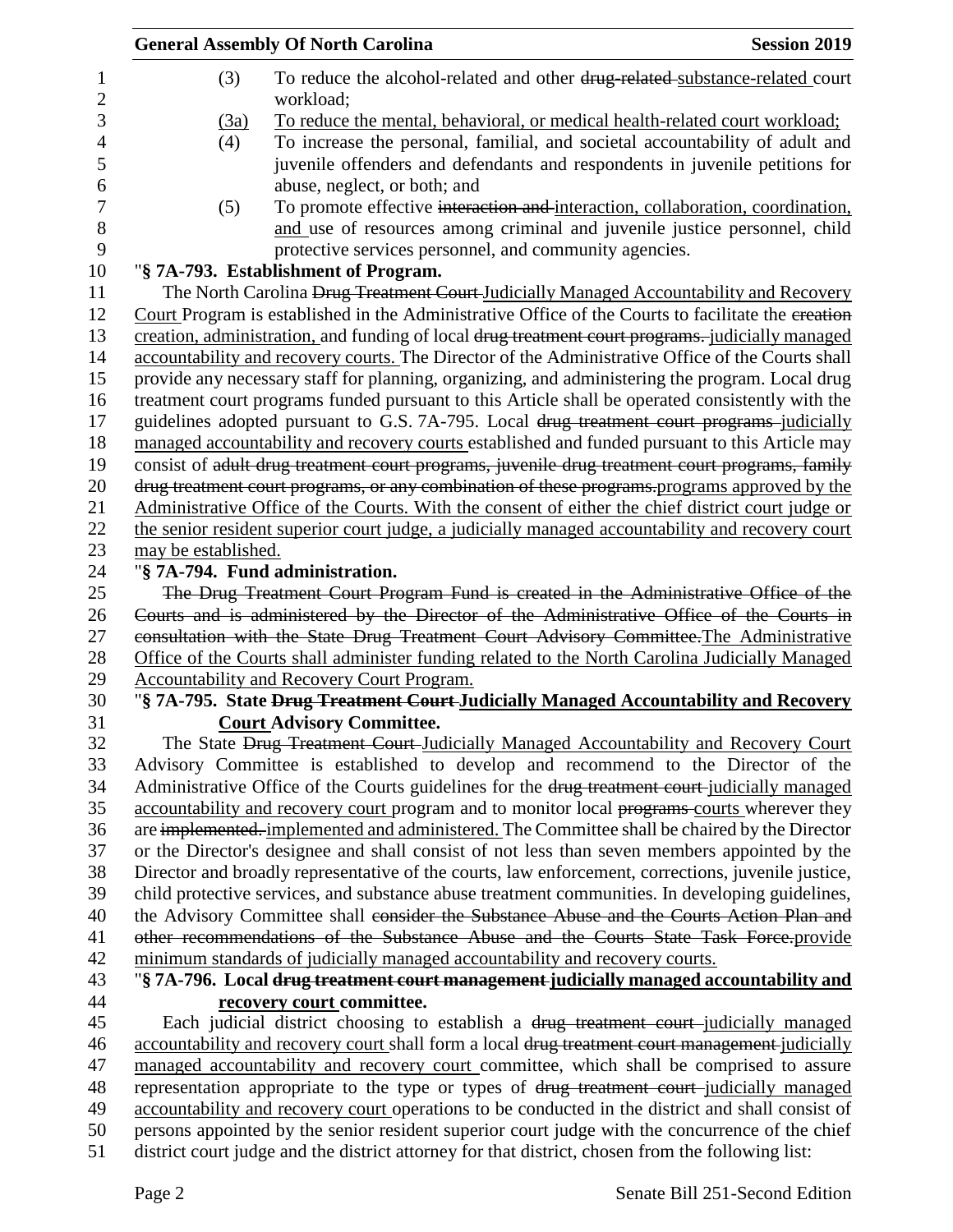(3) To reduce the alcohol-related and other ~~drug-related~~ substance-related court workload;

(3a) To reduce the mental, behavioral, or medical health-related court workload;

(4) To increase the personal, familial, and societal accountability of adult and juvenile offenders and defendants and respondents in juvenile petitions for abuse, neglect, or both; and

(5) To promote effective ~~interaction and~~ interaction, collaboration, coordination, and use of resources among criminal and juvenile justice personnel, child protective services personnel, and community agencies.

"**§ 7A-793. Establishment of Program.**

The North Carolina ~~Drug Treatment Court~~ Judicially Managed Accountability and Recovery Court Program is established in the Administrative Office of the Courts to facilitate the ~~creation~~ creation, administration, and funding of local ~~drug treatment court programs.~~ judicially managed accountability and recovery courts. The Director of the Administrative Office of the Courts shall provide any necessary staff for planning, organizing, and administering the program. Local drug treatment court programs funded pursuant to this Article shall be operated consistently with the guidelines adopted pursuant to G.S. 7A-795. Local ~~drug treatment court programs~~ judicially managed accountability and recovery courts established and funded pursuant to this Article may consist of ~~adult drug treatment court programs, juvenile drug treatment court programs, family drug treatment court programs, or any combination of these programs.~~programs approved by the Administrative Office of the Courts. With the consent of either the chief district court judge or the senior resident superior court judge, a judicially managed accountability and recovery court may be established.

"**§ 7A-794. Fund administration.**

~~The Drug Treatment Court Program Fund is created in the Administrative Office of the Courts and is administered by the Director of the Administrative Office of the Courts in consultation with the State Drug Treatment Court Advisory Committee.~~The Administrative Office of the Courts shall administer funding related to the North Carolina Judicially Managed Accountability and Recovery Court Program.

"**§ 7A-795. State ~~Drug Treatment Court~~ Judicially Managed Accountability and Recovery Court Advisory Committee.**

The State ~~Drug Treatment Court~~ Judicially Managed Accountability and Recovery Court Advisory Committee is established to develop and recommend to the Director of the Administrative Office of the Courts guidelines for the ~~drug treatment court~~ judicially managed accountability and recovery court program and to monitor local ~~programs~~ courts wherever they are ~~implemented.~~ implemented and administered. The Committee shall be chaired by the Director or the Director's designee and shall consist of not less than seven members appointed by the Director and broadly representative of the courts, law enforcement, corrections, juvenile justice, child protective services, and substance abuse treatment communities. In developing guidelines, the Advisory Committee shall ~~consider the Substance Abuse and the Courts Action Plan and other recommendations of the Substance Abuse and the Courts State Task Force.~~provide minimum standards of judicially managed accountability and recovery courts.

"**§ 7A-796. Local ~~drug treatment court management~~ judicially managed accountability and recovery court committee.**

Each judicial district choosing to establish a ~~drug treatment court~~ judicially managed accountability and recovery court shall form a local ~~drug treatment court management~~ judicially managed accountability and recovery court committee, which shall be comprised to assure representation appropriate to the type or types of ~~drug treatment court~~ judicially managed accountability and recovery court operations to be conducted in the district and shall consist of persons appointed by the senior resident superior court judge with the concurrence of the chief district court judge and the district attorney for that district, chosen from the following list: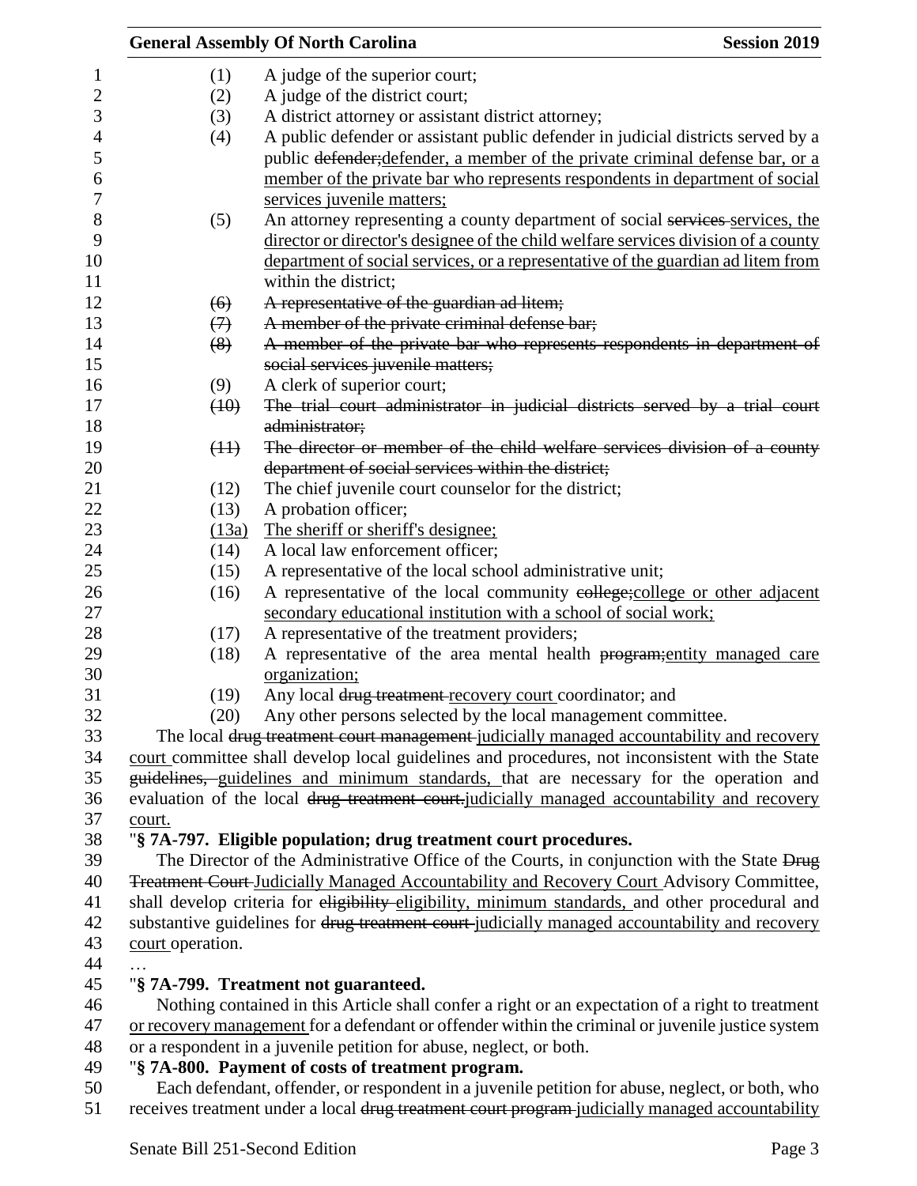(1) A judge of the superior court;

(2) A judge of the district court;

(3) A district attorney or assistant district attorney;

(4) A public defender or assistant public defender in judicial districts served by a public defender;defender, a member of the private criminal defense bar, or a member of the private bar who represents respondents in department of social services juvenile matters;

(5) An attorney representing a county department of social services services, the director or director's designee of the child welfare services division of a county department of social services, or a representative of the guardian ad litem from within the district;

(6) A representative of the guardian ad litem;

(7) A member of the private criminal defense bar;

(8) A member of the private bar who represents respondents in department of social services juvenile matters;

(9) A clerk of superior court;

(10) The trial court administrator in judicial districts served by a trial court administrator;

(11) The director or member of the child welfare services division of a county department of social services within the district;

(12) The chief juvenile court counselor for the district;

(13) A probation officer;

(13a) The sheriff or sheriff's designee;

(14) A local law enforcement officer;

(15) A representative of the local school administrative unit;

(16) A representative of the local community college;college or other adjacent secondary educational institution with a school of social work;

(17) A representative of the treatment providers;

(18) A representative of the area mental health program;entity managed care organization;

(19) Any local drug treatment recovery court coordinator; and

(20) Any other persons selected by the local management committee.

The local drug treatment court management judicially managed accountability and recovery court committee shall develop local guidelines and procedures, not inconsistent with the State guidelines, guidelines and minimum standards, that are necessary for the operation and evaluation of the local drug treatment court.judicially managed accountability and recovery court.

"**§ 7A-797. Eligible population; drug treatment court procedures.**

The Director of the Administrative Office of the Courts, in conjunction with the State Drug Treatment Court Judicially Managed Accountability and Recovery Court Advisory Committee, shall develop criteria for eligibility eligibility, minimum standards, and other procedural and substantive guidelines for drug treatment court judicially managed accountability and recovery court operation.

…

"**§ 7A-799. Treatment not guaranteed.**

Nothing contained in this Article shall confer a right or an expectation of a right to treatment or recovery management for a defendant or offender within the criminal or juvenile justice system or a respondent in a juvenile petition for abuse, neglect, or both.

"**§ 7A-800. Payment of costs of treatment program.**

Each defendant, offender, or respondent in a juvenile petition for abuse, neglect, or both, who receives treatment under a local drug treatment court program judicially managed accountability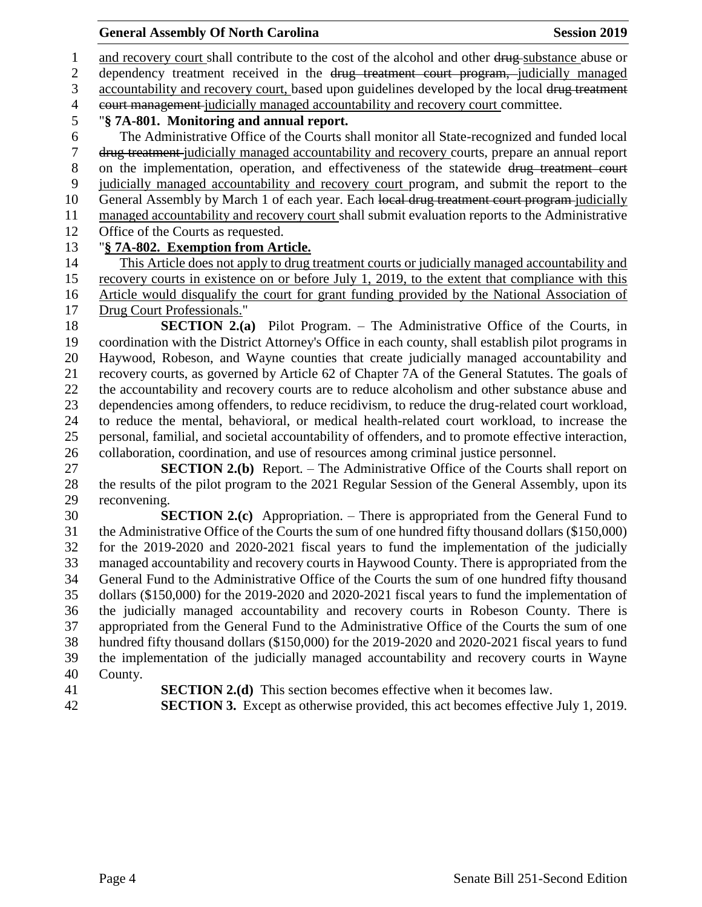and recovery court shall contribute to the cost of the alcohol and other ~~drug~~ substance abuse or dependency treatment received in the ~~drug treatment court program,~~ judicially managed accountability and recovery court, based upon guidelines developed by the local ~~drug treatment court management~~ judicially managed accountability and recovery court committee.

"**§ 7A-801. Monitoring and annual report.**

The Administrative Office of the Courts shall monitor all State-recognized and funded local ~~drug treatment~~ judicially managed accountability and recovery courts, prepare an annual report on the implementation, operation, and effectiveness of the statewide ~~drug treatment court~~ judicially managed accountability and recovery court program, and submit the report to the General Assembly by March 1 of each year. Each ~~local drug treatment court program~~ judicially managed accountability and recovery court shall submit evaluation reports to the Administrative Office of the Courts as requested.

"**§ 7A-802. Exemption from Article.**

This Article does not apply to drug treatment courts or judicially managed accountability and recovery courts in existence on or before July 1, 2019, to the extent that compliance with this Article would disqualify the court for grant funding provided by the National Association of Drug Court Professionals."

**SECTION 2.(a)** Pilot Program. – The Administrative Office of the Courts, in coordination with the District Attorney's Office in each county, shall establish pilot programs in Haywood, Robeson, and Wayne counties that create judicially managed accountability and recovery courts, as governed by Article 62 of Chapter 7A of the General Statutes. The goals of the accountability and recovery courts are to reduce alcoholism and other substance abuse and dependencies among offenders, to reduce recidivism, to reduce the drug-related court workload, to reduce the mental, behavioral, or medical health-related court workload, to increase the personal, familial, and societal accountability of offenders, and to promote effective interaction, collaboration, coordination, and use of resources among criminal justice personnel.

**SECTION 2.(b)** Report. – The Administrative Office of the Courts shall report on the results of the pilot program to the 2021 Regular Session of the General Assembly, upon its reconvening.

**SECTION 2.(c)** Appropriation. – There is appropriated from the General Fund to the Administrative Office of the Courts the sum of one hundred fifty thousand dollars ($150,000) for the 2019-2020 and 2020-2021 fiscal years to fund the implementation of the judicially managed accountability and recovery courts in Haywood County. There is appropriated from the General Fund to the Administrative Office of the Courts the sum of one hundred fifty thousand dollars ($150,000) for the 2019-2020 and 2020-2021 fiscal years to fund the implementation of the judicially managed accountability and recovery courts in Robeson County. There is appropriated from the General Fund to the Administrative Office of the Courts the sum of one hundred fifty thousand dollars ($150,000) for the 2019-2020 and 2020-2021 fiscal years to fund the implementation of the judicially managed accountability and recovery courts in Wayne County.

**SECTION 2.(d)** This section becomes effective when it becomes law.

**SECTION 3.** Except as otherwise provided, this act becomes effective July 1, 2019.